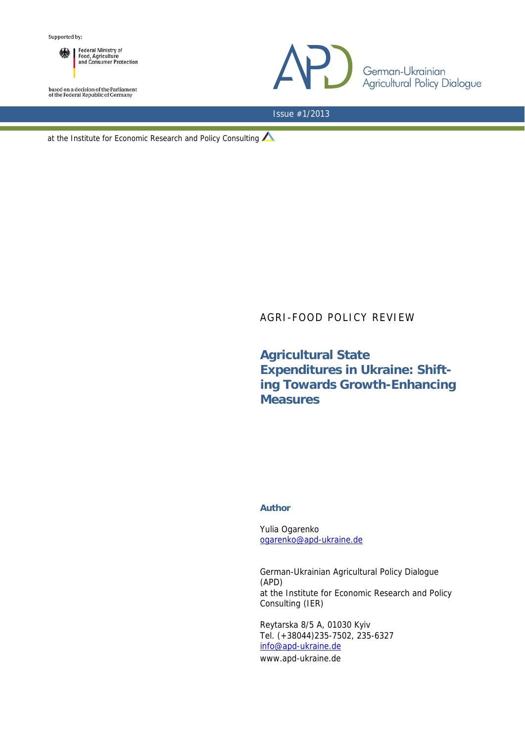Supported by:

Federal Ministry of Food, Agriculture and Consumer Protection

based on a decision of the Parliament of the Federal Republic of Germany

German-Ukrainian Agricultural Policy Dialogue

Issue #1/2013

at the Institute for Economic Research and Policy Consulting

AGRI-FOOD POLICY REVIEW

# Agricultural State Expenditures in Ukraine: Shifting Towards Growth-Enhancing Measures

**Author**

Yulia Ogarenko
ogarenko@apd-ukraine.de

German-Ukrainian Agricultural Policy Dialogue (APD)
at the Institute for Economic Research and Policy Consulting (IER)

Reytarska 8/5 A, 01030 Kyiv
Tel. (+38044)235-7502, 235-6327
info@apd-ukraine.de
www.apd-ukraine.de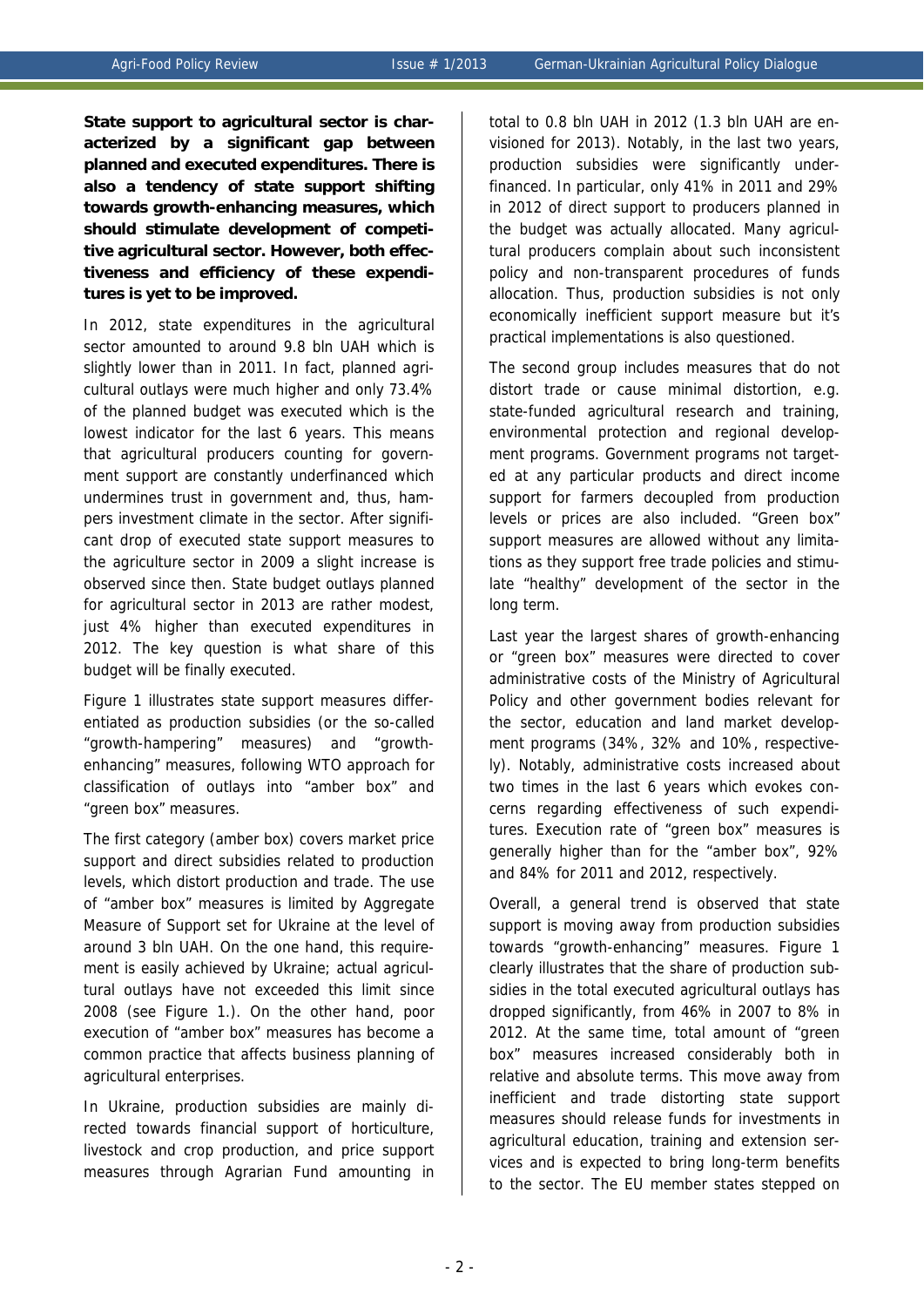**State support to agricultural sector is characterized by a significant gap between planned and executed expenditures. There is also a tendency of state support shifting towards growth-enhancing measures, which should stimulate development of competitive agricultural sector. However, both effectiveness and efficiency of these expenditures is yet to be improved.**

In 2012, state expenditures in the agricultural sector amounted to around 9.8 bln UAH which is slightly lower than in 2011. In fact, planned agricultural outlays were much higher and only 73.4% of the planned budget was executed which is the lowest indicator for the last 6 years. This means that agricultural producers counting for government support are constantly underfinanced which undermines trust in government and, thus, hampers investment climate in the sector. After significant drop of executed state support measures to the agriculture sector in 2009 a slight increase is observed since then. State budget outlays planned for agricultural sector in 2013 are rather modest, just 4% higher than executed expenditures in 2012. The key question is what share of this budget will be finally executed.

Figure 1 illustrates state support measures differentiated as production subsidies (or the so-called "growth-hampering" measures) and "growth-enhancing" measures, following WTO approach for classification of outlays into "amber box" and "green box" measures.

The first category (amber box) covers market price support and direct subsidies related to production levels, which distort production and trade. The use of "amber box" measures is limited by Aggregate Measure of Support set for Ukraine at the level of around 3 bln UAH. On the one hand, this requirement is easily achieved by Ukraine; actual agricultural outlays have not exceeded this limit since 2008 (see Figure 1.). On the other hand, poor execution of "amber box" measures has become a common practice that affects business planning of agricultural enterprises.

In Ukraine, production subsidies are mainly directed towards financial support of horticulture, livestock and crop production, and price support measures through Agrarian Fund amounting in total to 0.8 bln UAH in 2012 (1.3 bln UAH are envisioned for 2013). Notably, in the last two years, production subsidies were significantly underfinanced. In particular, only 41% in 2011 and 29% in 2012 of direct support to producers planned in the budget was actually allocated. Many agricultural producers complain about such inconsistent policy and non-transparent procedures of funds allocation. Thus, production subsidies is not only economically inefficient support measure but it's practical implementations is also questioned.

The second group includes measures that do not distort trade or cause minimal distortion, e.g. state-funded agricultural research and training, environmental protection and regional development programs. Government programs not targeted at any particular products and direct income support for farmers decoupled from production levels or prices are also included. "Green box" support measures are allowed without any limitations as they support free trade policies and stimulate "healthy" development of the sector in the long term.

Last year the largest shares of growth-enhancing or "green box" measures were directed to cover administrative costs of the Ministry of Agricultural Policy and other government bodies relevant for the sector, education and land market development programs (34%, 32% and 10%, respectively). Notably, administrative costs increased about two times in the last 6 years which evokes concerns regarding effectiveness of such expenditures. Execution rate of "green box" measures is generally higher than for the "amber box", 92% and 84% for 2011 and 2012, respectively.

Overall, a general trend is observed that state support is moving away from production subsidies towards "growth-enhancing" measures. Figure 1 clearly illustrates that the share of production subsidies in the total executed agricultural outlays has dropped significantly, from 46% in 2007 to 8% in 2012. At the same time, total amount of "green box" measures increased considerably both in relative and absolute terms. This move away from inefficient and trade distorting state support measures should release funds for investments in agricultural education, training and extension services and is expected to bring long-term benefits to the sector. The EU member states stepped on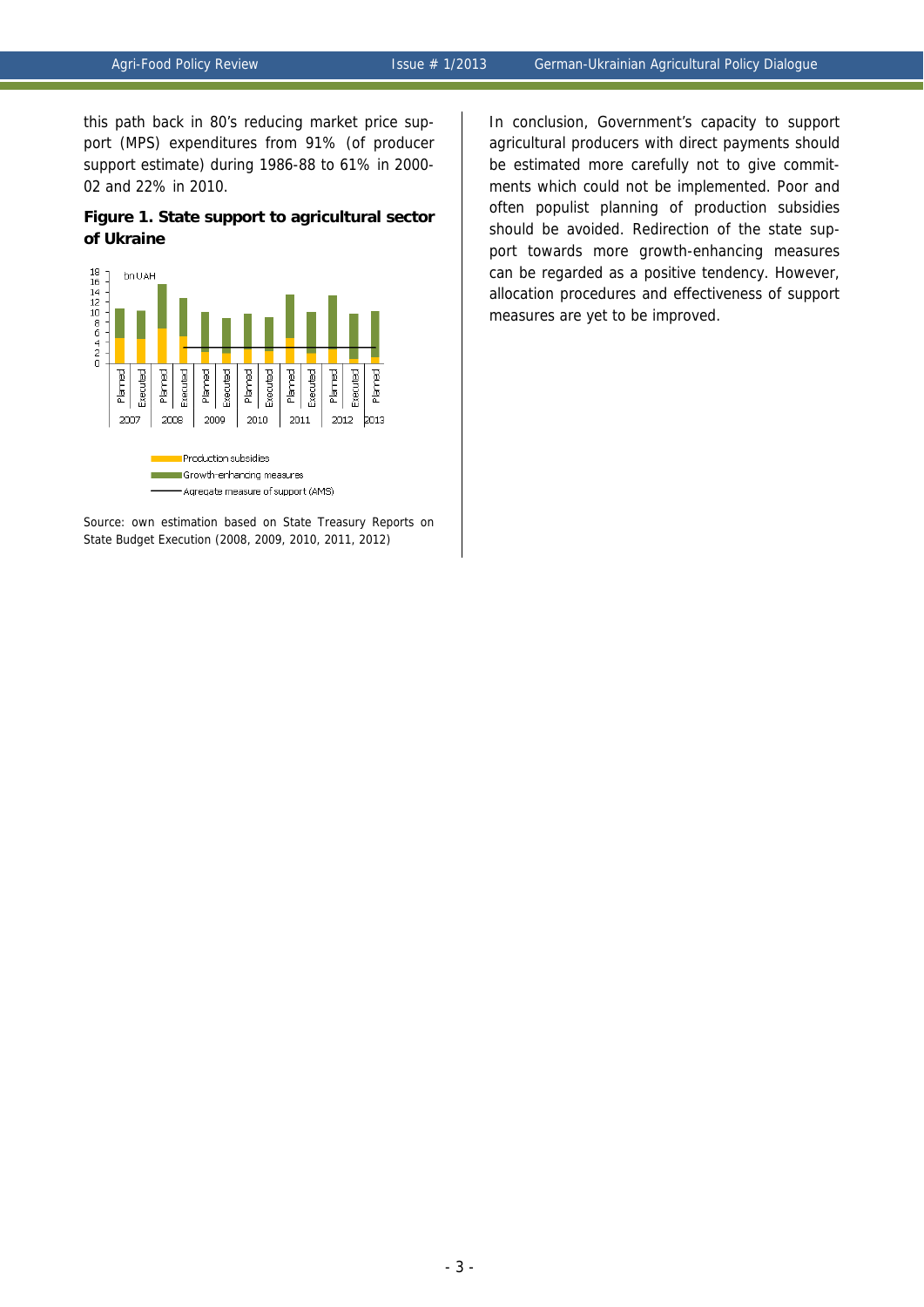this path back in 80's reducing market price support (MPS) expenditures from 91% (of producer support estimate) during 1986-88 to 61% in 2000-02 and 22% in 2010.

**Figure 1. State support to agricultural sector of Ukraine**

bn UAH

18
16
14
12
10
8
6
4
2
0

Planned
Executed
Planned
Executed
Planned
Executed
Planned
Executed
Planned
Executed
Planned
Executed
Planned

2007
2008
2009
2010
2011
2012
2013

Production subsidies
Growth-enhancing measures
Agregate measure of support (AMS)

Source: own estimation based on State Treasury Reports on State Budget Execution (2008, 2009, 2010, 2011, 2012)

In conclusion, Government's capacity to support agricultural producers with direct payments should be estimated more carefully not to give commitments which could not be implemented. Poor and often populist planning of production subsidies should be avoided. Redirection of the state support towards more growth-enhancing measures can be regarded as a positive tendency. However, allocation procedures and effectiveness of support measures are yet to be improved.